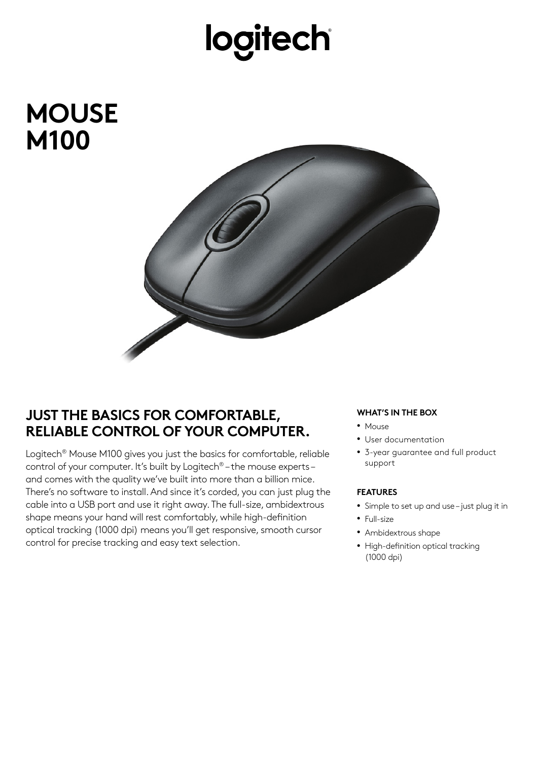logitech

# MOUSE M100

## JUST THE BASICS FOR COMFORTABLE, RELIABLE CONTROL OF YOUR COMPUTER.

Logitech® Mouse M100 gives you just the basics for comfortable, reliable control of your computer. It's built by Logitech® – the mouse experts – and comes with the quality we've built into more than a billion mice. There's no software to install. And since it's corded, you can just plug the cable into a USB port and use it right away. The full-size, ambidextrous shape means your hand will rest comfortably, while high-definition optical tracking (1000 dpi) means you'll get responsive, smooth cursor control for precise tracking and easy text selection.

#### WHAT'S IN THE BOX

- Mouse
- User documentation
- 3-year guarantee and full product support

#### FEATURES

- Simple to set up and use – just plug it in
- Full-size
- Ambidextrous shape
- High-definition optical tracking (1000 dpi)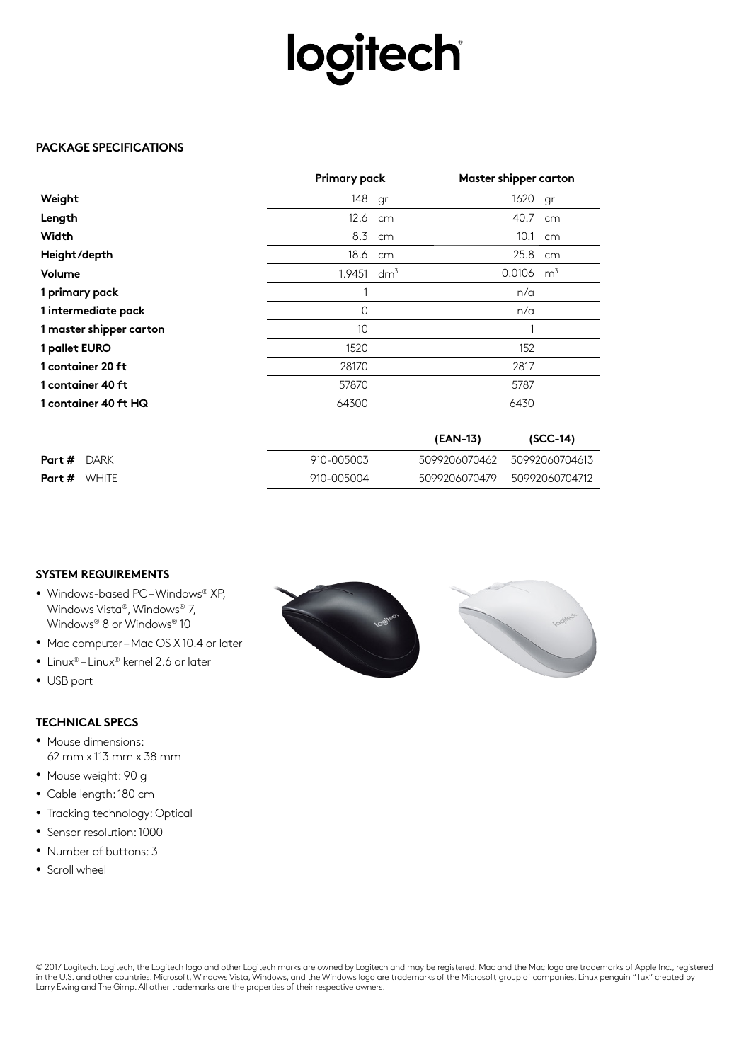## PACKAGE SPECIFICATIONS

| | Primary pack | Master shipper carton |
|---|---|---|
| **Weight** | 148 gr | 1620 gr |
| **Length** | 12.6 cm | 40.7 cm |
| **Width** | 8.3 cm | 10.1 cm |
| **Height/depth** | 18.6 cm | 25.8 cm |
| **Volume** | 1.9451 $dm^3$ | 0.0106 $m^3$ |
| **1 primary pack** | 1 | n/a |
| **1 intermediate pack** | 0 | n/a |
| **1 master shipper carton** | 10 | 1 |
| **1 pallet EURO** | 1520 | 152 |
| **1 container 20 ft** | 28170 | 2817 |
| **1 container 40 ft** | 57870 | 5787 |
| **1 container 40 ft HQ** | 64300 | 6430 |

| | | (EAN-13) | (SCC-14) |
|---|---|---|---|
| **Part #** DARK | 910-005003 | 5099206070462 | 50992060704613 |
| **Part #** WHITE | 910-005004 | 5099206070479 | 50992060704712 |

## SYSTEM REQUIREMENTS

- Windows-based PC – Windows® XP, Windows Vista®, Windows® 7, Windows® 8 or Windows® 10
- Mac computer – Mac OS X 10.4 or later
- Linux® – Linux® kernel 2.6 or later
- USB port

## TECHNICAL SPECS

- Mouse dimensions: 62 mm x 113 mm x 38 mm
- Mouse weight: 90 g
- Cable length: 180 cm
- Tracking technology: Optical
- Sensor resolution: 1000
- Number of buttons: 3
- Scroll wheel

© 2017 Logitech. Logitech, the Logitech logo and other Logitech marks are owned by Logitech and may be registered. Mac and the Mac logo are trademarks of Apple Inc., registered in the U.S. and other countries. Microsoft, Windows Vista, Windows, and the Windows logo are trademarks of the Microsoft group of companies. Linux penguin "Tux" created by Larry Ewing and The Gimp. All other trademarks are the properties of their respective owners.